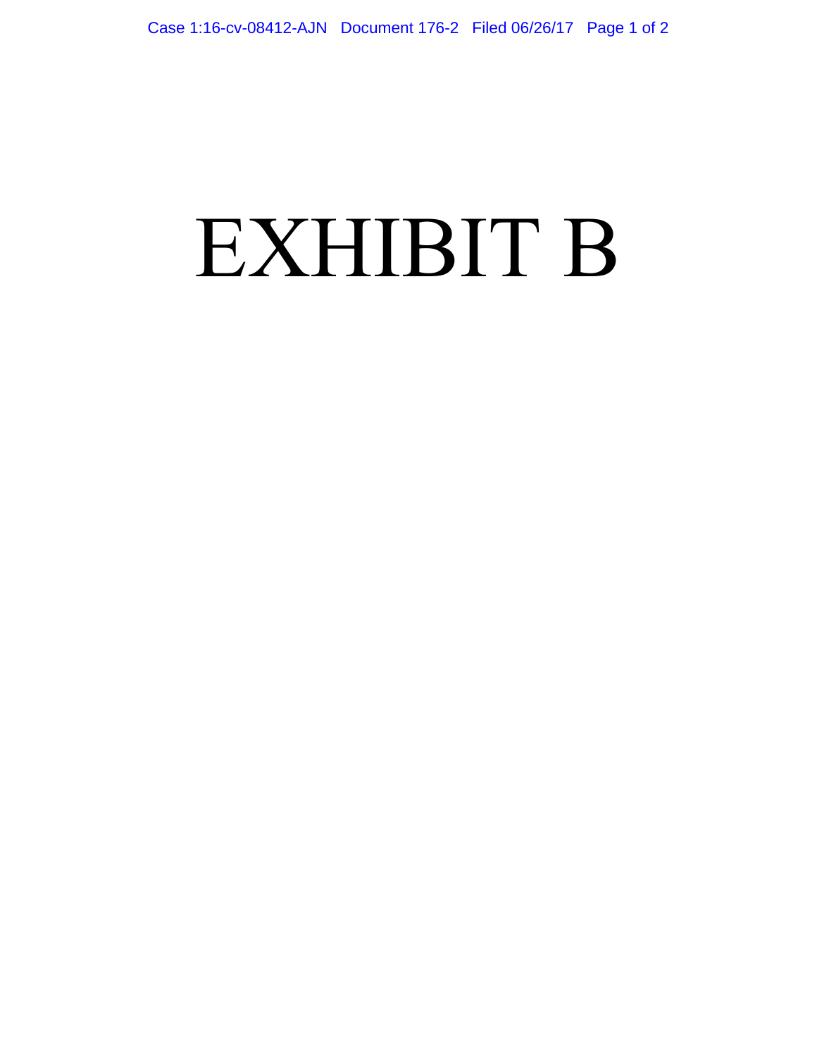# EXHIBIT B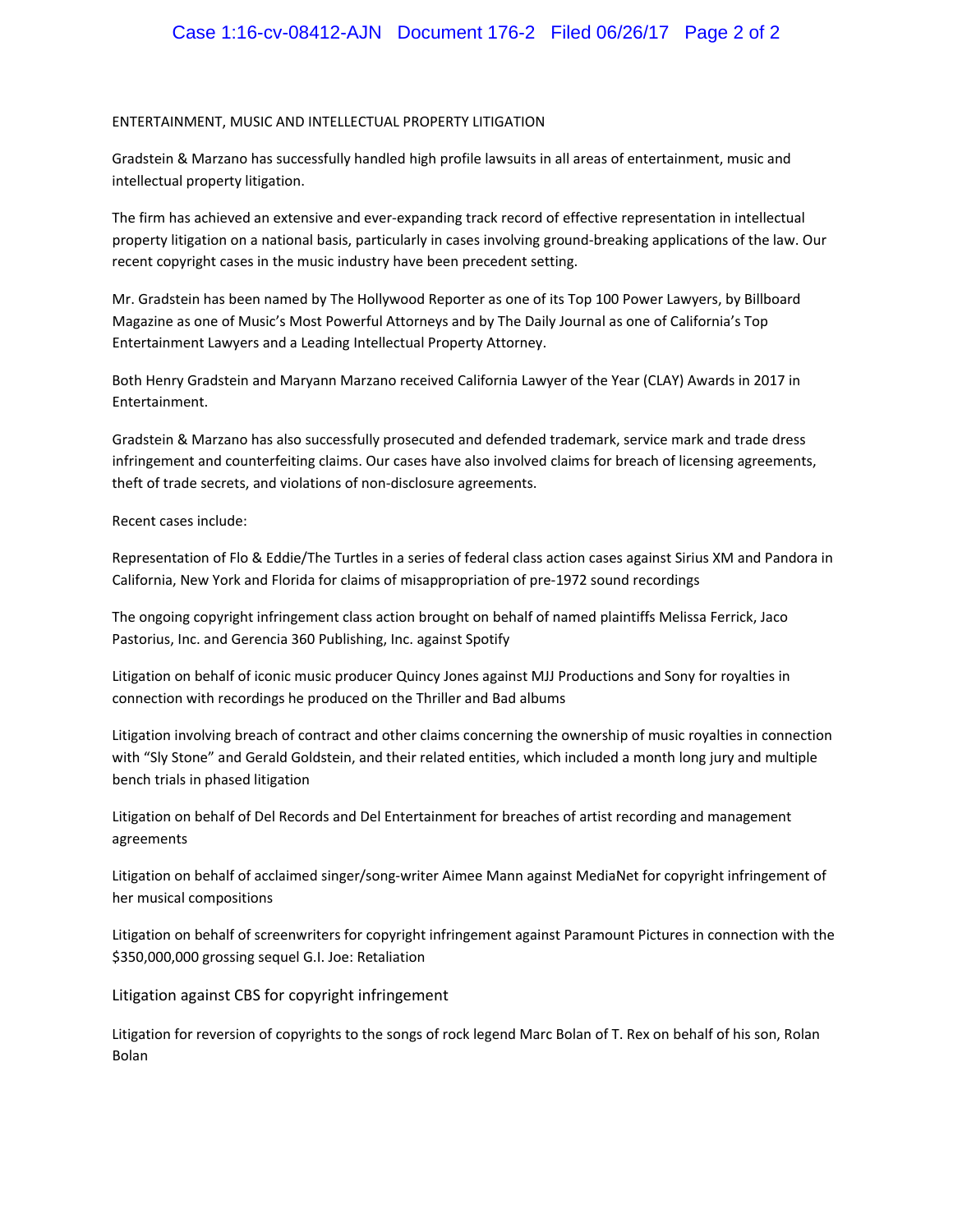## ENTERTAINMENT, MUSIC AND INTELLECTUAL PROPERTY LITIGATION

Gradstein & Marzano has successfully handled high profile lawsuits in all areas of entertainment, music and intellectual property litigation.

The firm has achieved an extensive and ever-expanding track record of effective representation in intellectual property litigation on a national basis, particularly in cases involving ground-breaking applications of the law. Our recent copyright cases in the music industry have been precedent setting.

Mr. Gradstein has been named by The Hollywood Reporter as one of its Top 100 Power Lawyers, by Billboard Magazine as one of Music's Most Powerful Attorneys and by The Daily Journal as one of California's Top Entertainment Lawyers and a Leading Intellectual Property Attorney.

Both Henry Gradstein and Maryann Marzano received California Lawyer of the Year (CLAY) Awards in 2017 in Entertainment.

Gradstein & Marzano has also successfully prosecuted and defended trademark, service mark and trade dress infringement and counterfeiting claims. Our cases have also involved claims for breach of licensing agreements, theft of trade secrets, and violations of non-disclosure agreements.

Recent cases include:

Representation of Flo & Eddie/The Turtles in a series of federal class action cases against Sirius XM and Pandora in California, New York and Florida for claims of misappropriation of pre-1972 sound recordings

The ongoing copyright infringement class action brought on behalf of named plaintiffs Melissa Ferrick, Jaco Pastorius, Inc. and Gerencia 360 Publishing, Inc. against Spotify

Litigation on behalf of iconic music producer Quincy Jones against MJJ Productions and Sony for royalties in connection with recordings he produced on the Thriller and Bad albums

Litigation involving breach of contract and other claims concerning the ownership of music royalties in connection with "Sly Stone" and Gerald Goldstein, and their related entities, which included a month long jury and multiple bench trials in phased litigation

Litigation on behalf of Del Records and Del Entertainment for breaches of artist recording and management agreements

Litigation on behalf of acclaimed singer/song-writer Aimee Mann against MediaNet for copyright infringement of her musical compositions

Litigation on behalf of screenwriters for copyright infringement against Paramount Pictures in connection with the $350,000,000 grossing sequel G.I. Joe: Retaliation

Litigation against CBS for copyright infringement

Litigation for reversion of copyrights to the songs of rock legend Marc Bolan of T. Rex on behalf of his son, Rolan Bolan